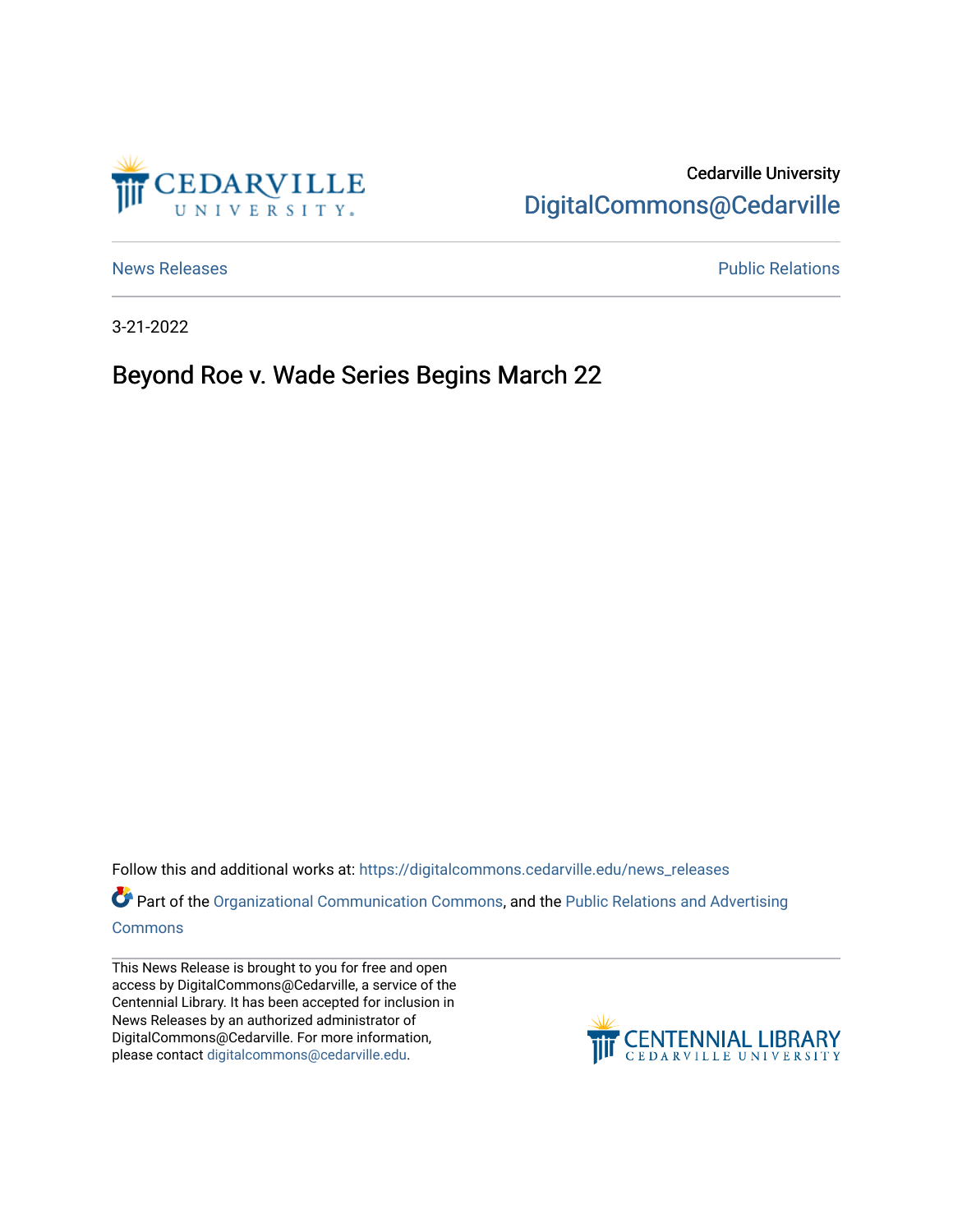Cedarville University

DigitalCommons@Cedarville

News Releases

Public Relations

3-21-2022

# Beyond Roe v. Wade Series Begins March 22

Follow this and additional works at: https://digitalcommons.cedarville.edu/news_releases

Part of the Organizational Communication Commons, and the Public Relations and Advertising Commons

This News Release is brought to you for free and open access by DigitalCommons@Cedarville, a service of the Centennial Library. It has been accepted for inclusion in News Releases by an authorized administrator of DigitalCommons@Cedarville. For more information, please contact digitalcommons@cedarville.edu.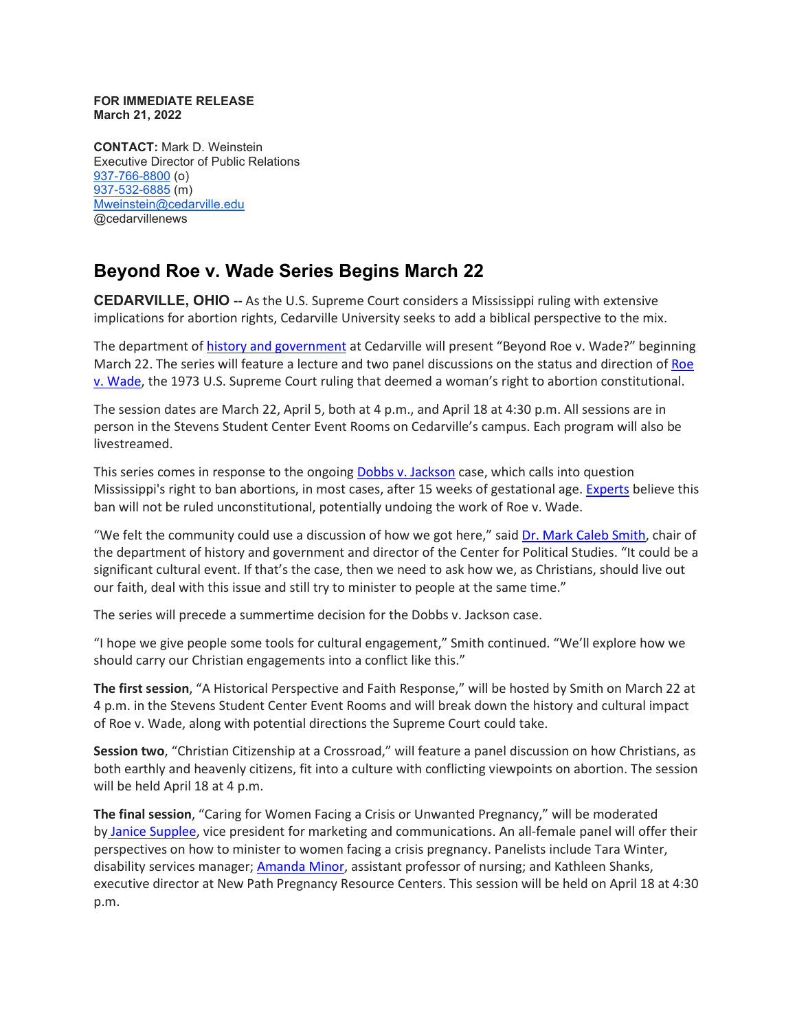**FOR IMMEDIATE RELEASE**
**March 21, 2022**

**CONTACT:** Mark D. Weinstein
Executive Director of Public Relations
937-766-8800 (o)
937-532-6885 (m)
Mweinstein@cedarville.edu
@cedarvillenews

## Beyond Roe v. Wade Series Begins March 22

**CEDARVILLE, OHIO --** As the U.S. Supreme Court considers a Mississippi ruling with extensive implications for abortion rights, Cedarville University seeks to add a biblical perspective to the mix.

The department of history and government at Cedarville will present "Beyond Roe v. Wade?" beginning March 22. The series will feature a lecture and two panel discussions on the status and direction of Roe v. Wade, the 1973 U.S. Supreme Court ruling that deemed a woman's right to abortion constitutional.

The session dates are March 22, April 5, both at 4 p.m., and April 18 at 4:30 p.m. All sessions are in person in the Stevens Student Center Event Rooms on Cedarville's campus. Each program will also be livestreamed.

This series comes in response to the ongoing Dobbs v. Jackson case, which calls into question Mississippi's right to ban abortions, in most cases, after 15 weeks of gestational age. Experts believe this ban will not be ruled unconstitutional, potentially undoing the work of Roe v. Wade.

"We felt the community could use a discussion of how we got here," said Dr. Mark Caleb Smith, chair of the department of history and government and director of the Center for Political Studies. "It could be a significant cultural event. If that's the case, then we need to ask how we, as Christians, should live out our faith, deal with this issue and still try to minister to people at the same time."

The series will precede a summertime decision for the Dobbs v. Jackson case.

"I hope we give people some tools for cultural engagement," Smith continued. "We'll explore how we should carry our Christian engagements into a conflict like this."

**The first session**, "A Historical Perspective and Faith Response," will be hosted by Smith on March 22 at 4 p.m. in the Stevens Student Center Event Rooms and will break down the history and cultural impact of Roe v. Wade, along with potential directions the Supreme Court could take.

**Session two**, "Christian Citizenship at a Crossroad," will feature a panel discussion on how Christians, as both earthly and heavenly citizens, fit into a culture with conflicting viewpoints on abortion. The session will be held April 18 at 4 p.m.

**The final session**, "Caring for Women Facing a Crisis or Unwanted Pregnancy," will be moderated by Janice Supplee, vice president for marketing and communications. An all-female panel will offer their perspectives on how to minister to women facing a crisis pregnancy. Panelists include Tara Winter, disability services manager; Amanda Minor, assistant professor of nursing; and Kathleen Shanks, executive director at New Path Pregnancy Resource Centers. This session will be held on April 18 at 4:30 p.m.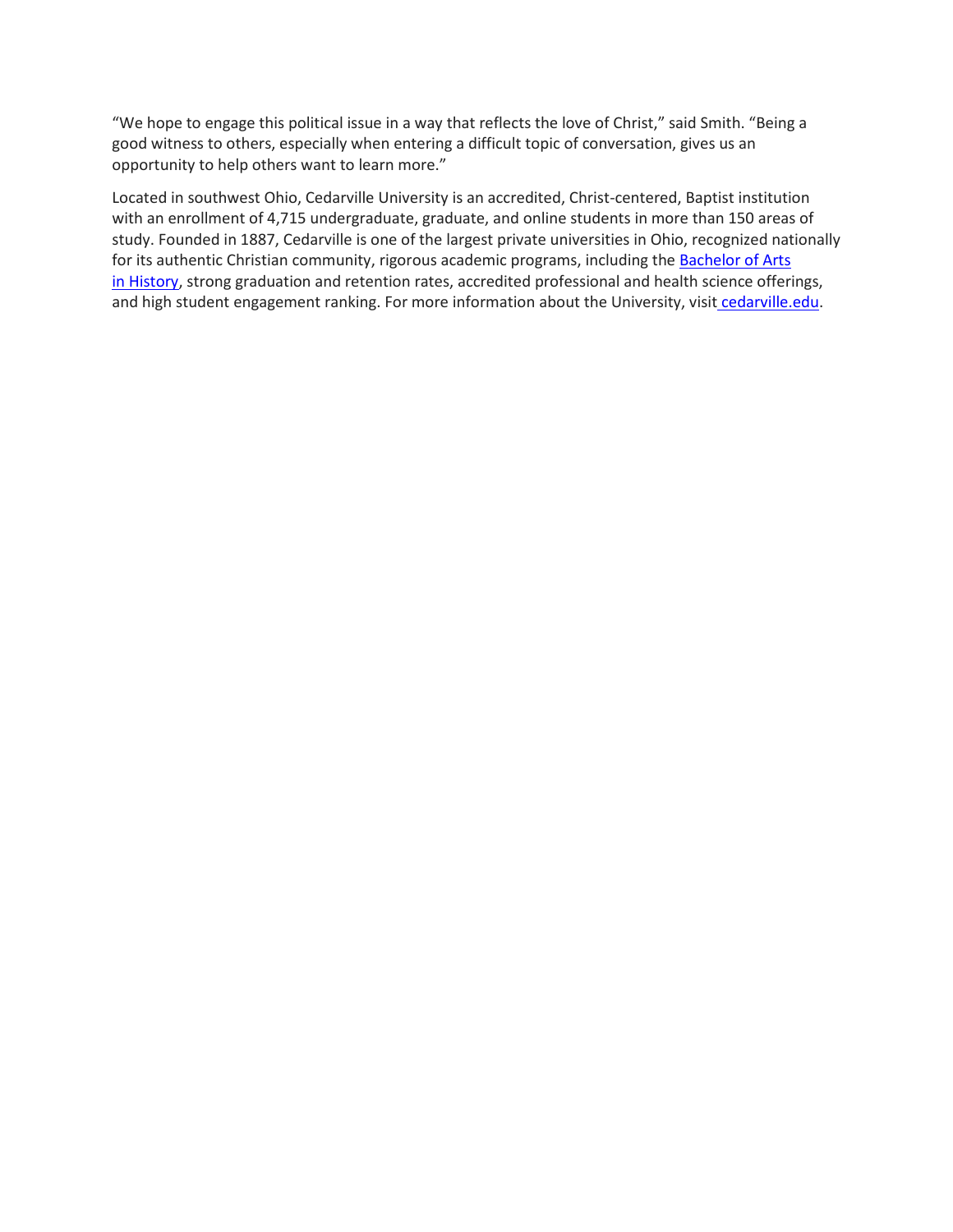"We hope to engage this political issue in a way that reflects the love of Christ," said Smith. "Being a good witness to others, especially when entering a difficult topic of conversation, gives us an opportunity to help others want to learn more."

Located in southwest Ohio, Cedarville University is an accredited, Christ-centered, Baptist institution with an enrollment of 4,715 undergraduate, graduate, and online students in more than 150 areas of study. Founded in 1887, Cedarville is one of the largest private universities in Ohio, recognized nationally for its authentic Christian community, rigorous academic programs, including the Bachelor of Arts in History, strong graduation and retention rates, accredited professional and health science offerings, and high student engagement ranking. For more information about the University, visit cedarville.edu.